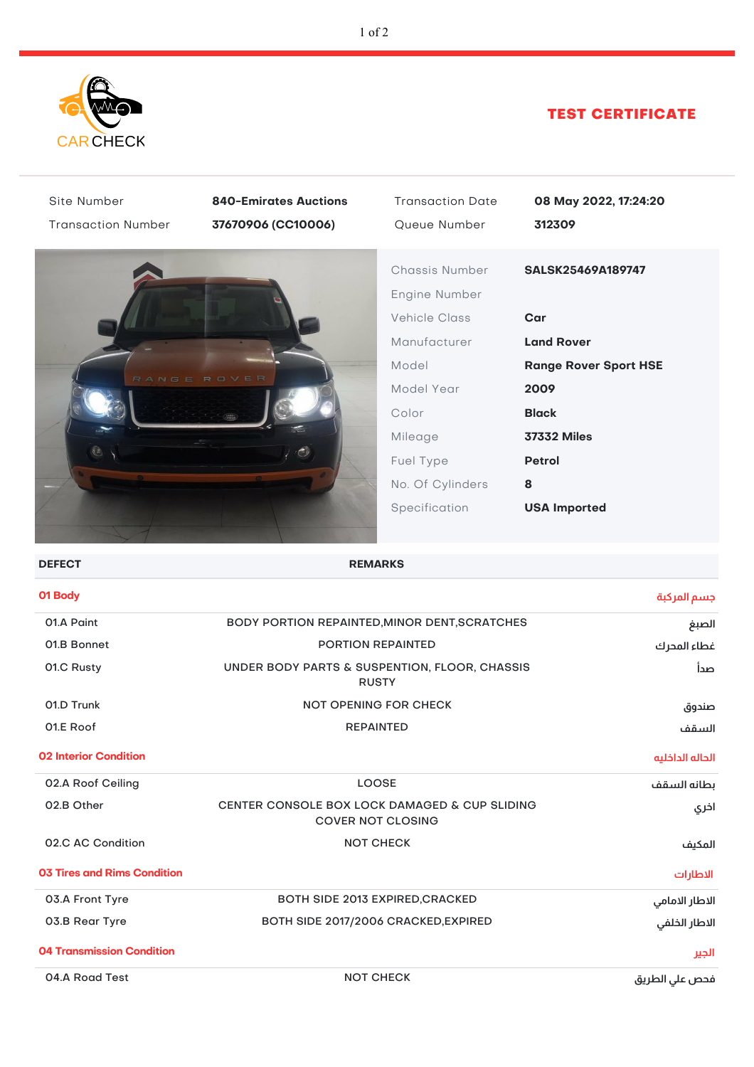CAR CHECK

# TEST CERTIFICATE

| Site Number | 840-Emirates Auctions | Transaction Date | 08 May 2022, 17:24:20 |
|---|---|---|---|
| Transaction Number | 37670906 (CC10006) | Queue Number | 312309 |

| | |
|---|---|
| Chassis Number | SALSK25469A189747 |
| Engine Number | |
| Vehicle Class | Car |
| Manufacturer | Land Rover |
| Model | Range Rover Sport HSE |
| Model Year | 2009 |
| Color | Black |
| Mileage | 37332 Miles |
| Fuel Type | Petrol |
| No. Of Cylinders | 8 |
| Specification | USA Imported |

| DEFECT | REMARKS | |
|---|---|---|
| **01 Body** | | جسم المركبة |
| 01.A Paint | BODY PORTION REPAINTED,MINOR DENT,SCRATCHES | الصبغ |
| 01.B Bonnet | PORTION REPAINTED | غطاء المحرك |
| 01.C Rusty | UNDER BODY PARTS & SUSPENTION, FLOOR, CHASSIS RUSTY | صدأ |
| 01.D Trunk | NOT OPENING FOR CHECK | صندوق |
| 01.E Roof | REPAINTED | السقف |
| **02 Interior Condition** | | الحالة الداخلية |
| 02.A Roof Ceiling | LOOSE | بطانه السقف |
| 02.B Other | CENTER CONSOLE BOX LOCK DAMAGED & CUP SLIDING COVER NOT CLOSING | اخري |
| 02.C AC Condition | NOT CHECK | المكيف |
| **03 Tires and Rims Condition** | | الاطارات |
| 03.A Front Tyre | BOTH SIDE 2013 EXPIRED,CRACKED | الاطار الامامي |
| 03.B Rear Tyre | BOTH SIDE 2017/2006 CRACKED,EXPIRED | الاطار الخلفي |
| **04 Transmission Condition** | | الجير |
| 04.A Road Test | NOT CHECK | فحص علي الطريق |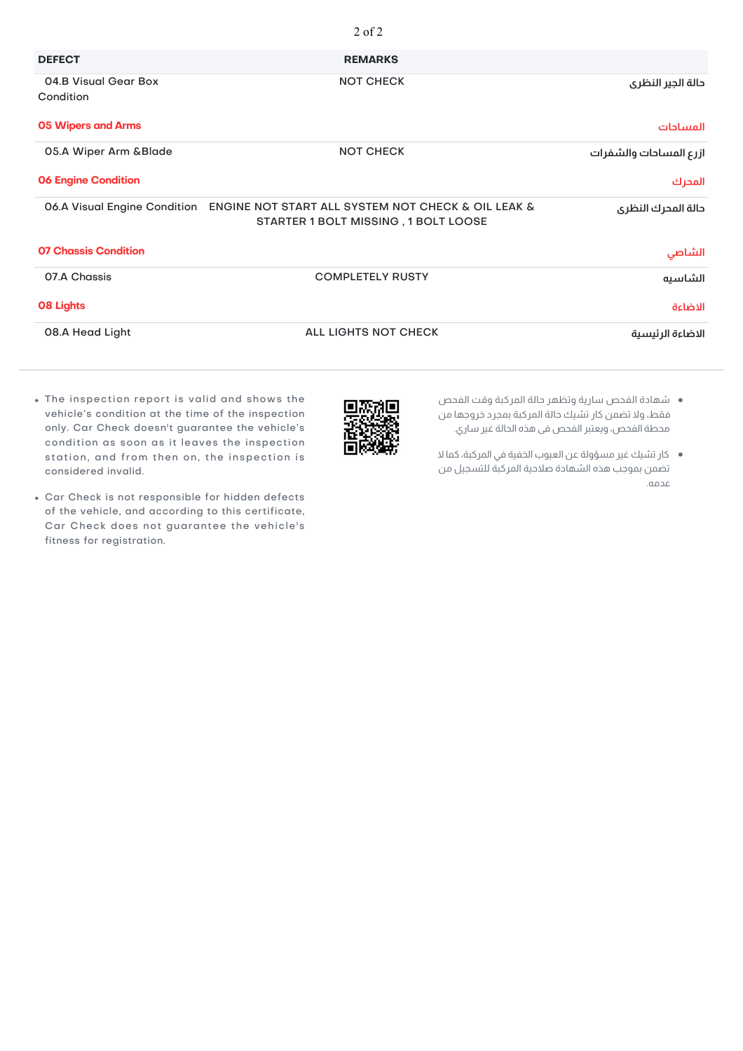| DEFECT | REMARKS | |
|---|---|---|
| 04.B Visual Gear Box Condition | NOT CHECK | حالة الجير النظرى |
| **05 Wipers and Arms** | | **المساحات** |
| 05.A Wiper Arm &Blade | NOT CHECK | ازرع المساحات والشفرات |
| **06 Engine Condition** | | **المحرك** |
| 06.A Visual Engine Condition | ENGINE NOT START ALL SYSTEM NOT CHECK & OIL LEAK & STARTER 1 BOLT MISSING , 1 BOLT LOOSE | حالة المحرك النظرى |
| **07 Chassis Condition** | | **الشاصي** |
| 07.A Chassis | COMPLETELY RUSTY | الشاسيه |
| **08 Lights** | | **الاضاءة** |
| 08.A Head Light | ALL LIGHTS NOT CHECK | الاضاءة الرئيسية |

- The inspection report is valid and shows the vehicle's condition at the time of the inspection only. Car Check doesn't guarantee the vehicle's condition as soon as it leaves the inspection station, and from then on, the inspection is considered invalid.
- Car Check is not responsible for hidden defects of the vehicle, and according to this certificate, Car Check does not guarantee the vehicle's fitness for registration.

- شهادة الفحص سارية وتظهر حالة المركبة وقت الفحص فقط، ولا تضمن كار تشيك حالة المركبة بمجرد خروجها من محطة الفحص، ويعتبر الفحص فى هذه الحالة غير ساري.
- كار تشيك غير مسؤولة عن العيوب الخفية في المركبة، كما لا تضمن بموجب هذه الشهادة صلاحية المركبة للتسجيل من عدمه.